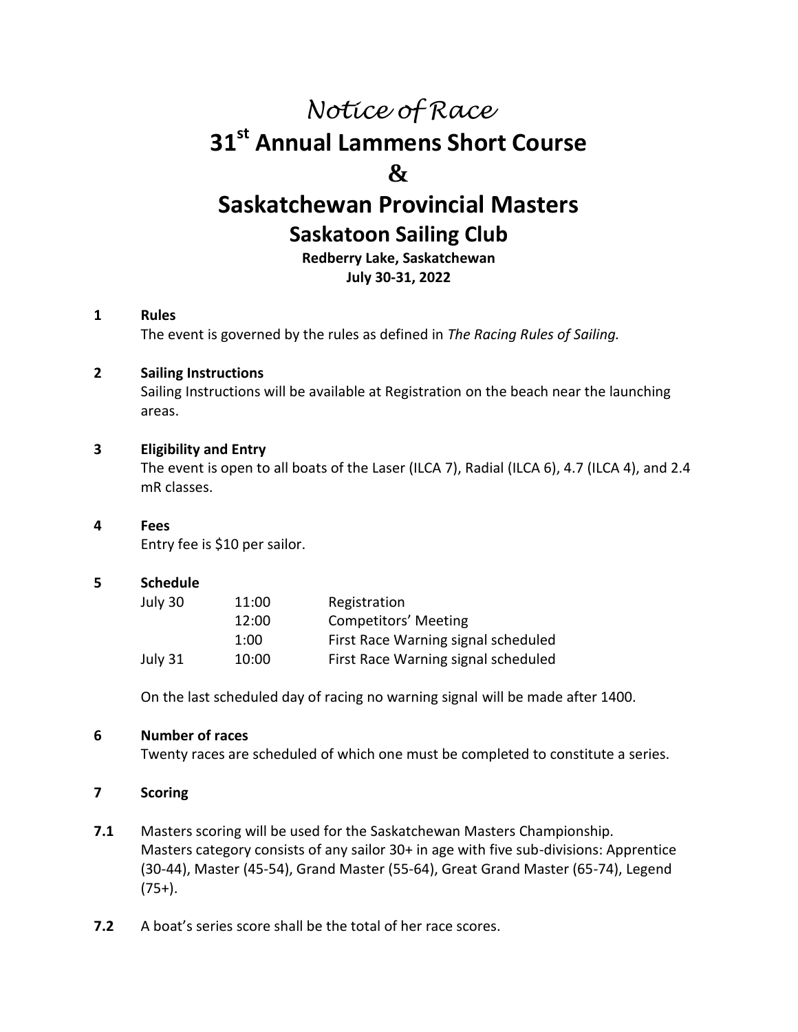# *Notice of Race*

# 31st Annual Lammens Short Course

# &

# Saskatchewan Provincial Masters

## Saskatoon Sailing Club

**Redberry Lake, Saskatchewan**
**July 30-31, 2022**

**1 Rules**

The event is governed by the rules as defined in *The Racing Rules of Sailing.*

**2 Sailing Instructions**

Sailing Instructions will be available at Registration on the beach near the launching areas.

**3 Eligibility and Entry**

The event is open to all boats of the Laser (ILCA 7), Radial (ILCA 6), 4.7 (ILCA 4), and 2.4 mR classes.

**4 Fees**

Entry fee is $10 per sailor.

**5 Schedule**

| | | |
|---|---|---|
| July 30 | 11:00 | Registration |
| | 12:00 | Competitors' Meeting |
| | 1:00 | First Race Warning signal scheduled |
| July 31 | 10:00 | First Race Warning signal scheduled |

On the last scheduled day of racing no warning signal will be made after 1400.

**6 Number of races**

Twenty races are scheduled of which one must be completed to constitute a series.

**7 Scoring**

**7.1** Masters scoring will be used for the Saskatchewan Masters Championship. Masters category consists of any sailor 30+ in age with five sub-divisions: Apprentice (30-44), Master (45-54), Grand Master (55-64), Great Grand Master (65-74), Legend (75+).

**7.2** A boat's series score shall be the total of her race scores.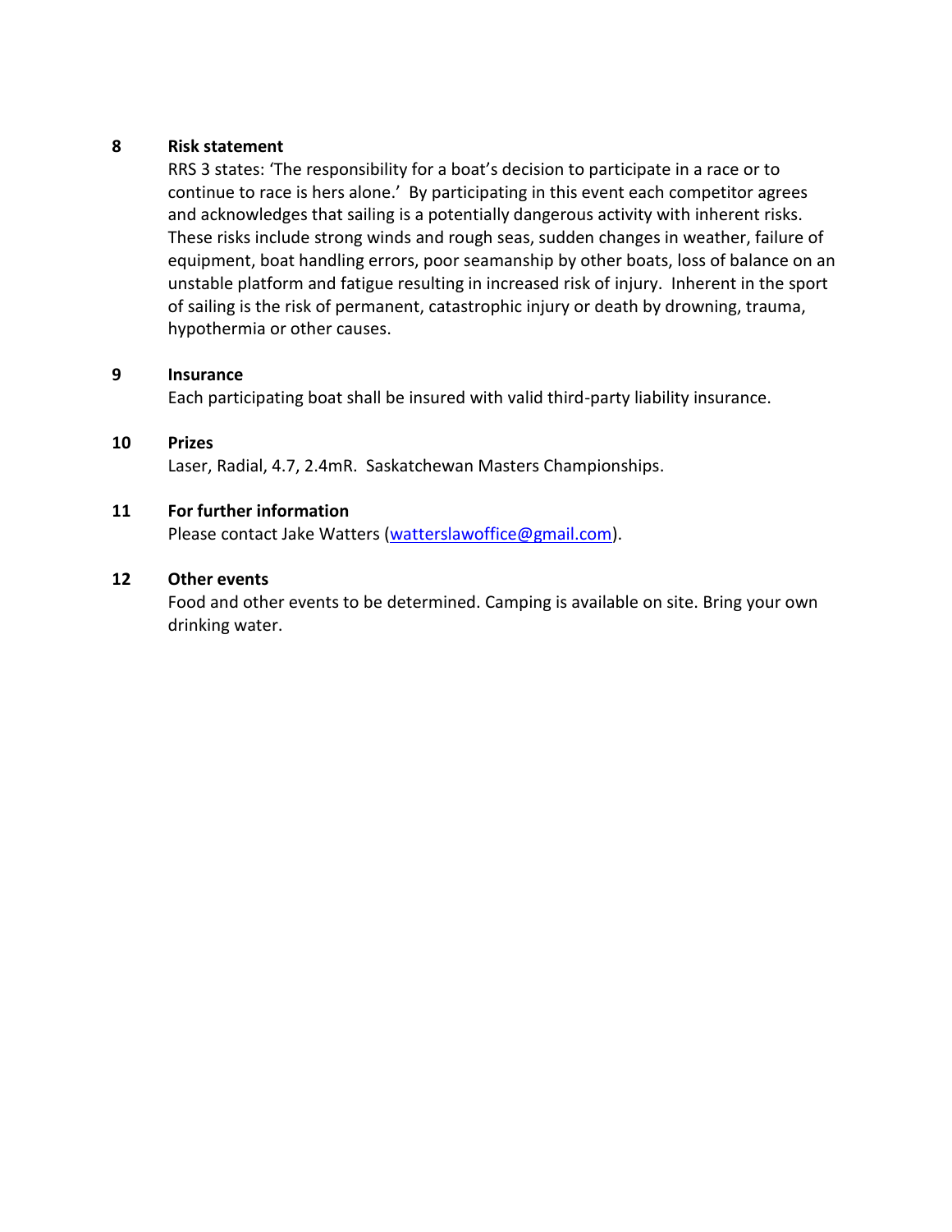## 8 Risk statement

RRS 3 states: 'The responsibility for a boat's decision to participate in a race or to continue to race is hers alone.' By participating in this event each competitor agrees and acknowledges that sailing is a potentially dangerous activity with inherent risks. These risks include strong winds and rough seas, sudden changes in weather, failure of equipment, boat handling errors, poor seamanship by other boats, loss of balance on an unstable platform and fatigue resulting in increased risk of injury. Inherent in the sport of sailing is the risk of permanent, catastrophic injury or death by drowning, trauma, hypothermia or other causes.

## 9 Insurance

Each participating boat shall be insured with valid third-party liability insurance.

## 10 Prizes

Laser, Radial, 4.7, 2.4mR. Saskatchewan Masters Championships.

## 11 For further information

Please contact Jake Watters (watterslawoffice@gmail.com).

## 12 Other events

Food and other events to be determined. Camping is available on site. Bring your own drinking water.